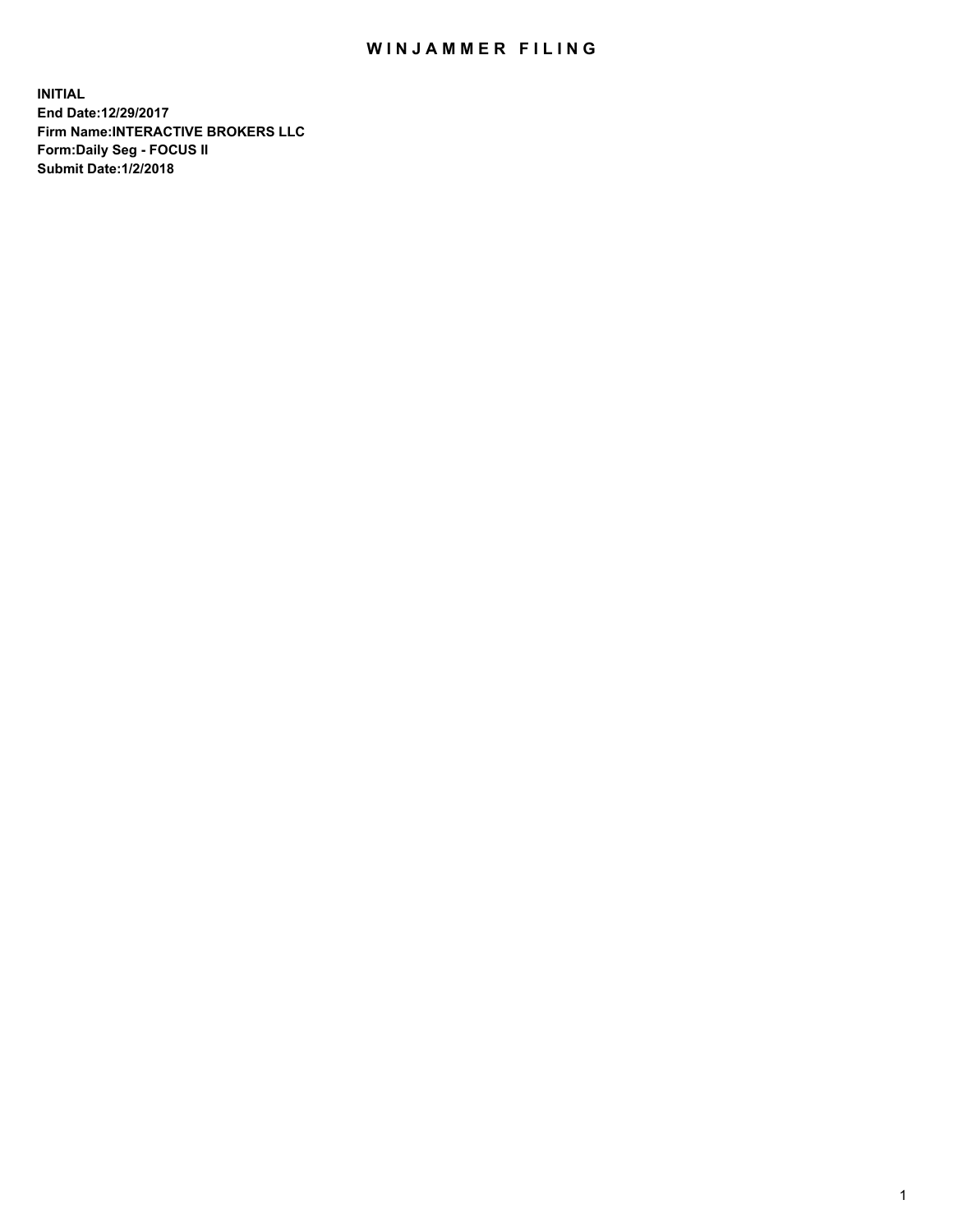# WINJAMMER FILING

**INITIAL**
**End Date:12/29/2017**
**Firm Name:INTERACTIVE BROKERS LLC**
**Form:Daily Seg - FOCUS II**
**Submit Date:1/2/2018**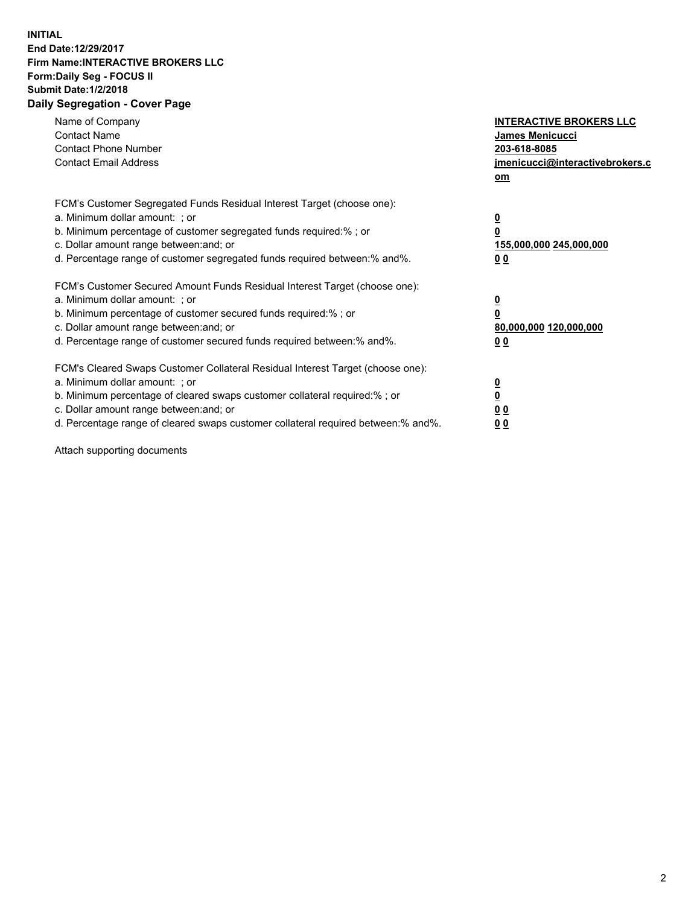**INITIAL**
**End Date:12/29/2017**
**Firm Name:INTERACTIVE BROKERS LLC**
**Form:Daily Seg - FOCUS II**
**Submit Date:1/2/2018**

## Daily Segregation - Cover Page

| | |
|---|---|
| Name of Company | **INTERACTIVE BROKERS LLC** |
| Contact Name | **James Menicucci** |
| Contact Phone Number | **203-618-8085** |
| Contact Email Address | **jmenicucci@interactivebrokers.com** |

FCM's Customer Segregated Funds Residual Interest Target (choose one):

| | |
|---|---|
| a. Minimum dollar amount: ; or | **0** |
| b. Minimum percentage of customer segregated funds required:% ; or | **0** |
| c. Dollar amount range between:and; or | **155,000,000 245,000,000** |
| d. Percentage range of customer segregated funds required between:% and%. | **0 0** |

FCM's Customer Secured Amount Funds Residual Interest Target (choose one):

| | |
|---|---|
| a. Minimum dollar amount: ; or | **0** |
| b. Minimum percentage of customer secured funds required:% ; or | **0** |
| c. Dollar amount range between:and; or | **80,000,000 120,000,000** |
| d. Percentage range of customer secured funds required between:% and%. | **0 0** |

FCM's Cleared Swaps Customer Collateral Residual Interest Target (choose one):

| | |
|---|---|
| a. Minimum dollar amount: ; or | **0** |
| b. Minimum percentage of cleared swaps customer collateral required:% ; or | **0** |
| c. Dollar amount range between:and; or | **0 0** |
| d. Percentage range of cleared swaps customer collateral required between:% and%. | **0 0** |

Attach supporting documents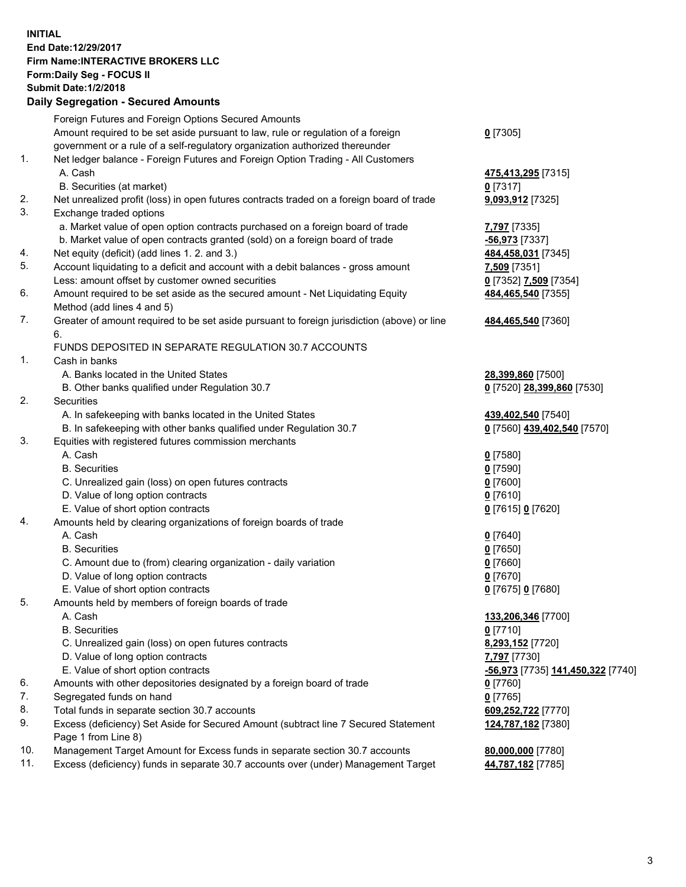**INITIAL**
**End Date:12/29/2017**
**Firm Name:INTERACTIVE BROKERS LLC**
**Form:Daily Seg - FOCUS II**
**Submit Date:1/2/2018**
**Daily Segregation - Secured Amounts**

| | | |
|---|---|---|
| | Foreign Futures and Foreign Options Secured Amounts | |
| | Amount required to be set aside pursuant to law, rule or regulation of a foreign government or a rule of a self-regulatory organization authorized thereunder | **0** [7305] |
| 1. | Net ledger balance - Foreign Futures and Foreign Option Trading - All Customers | |
| | A. Cash | **475,413,295** [7315] |
| | B. Securities (at market) | **0** [7317] |
| 2. | Net unrealized profit (loss) in open futures contracts traded on a foreign board of trade | **9,093,912** [7325] |
| 3. | Exchange traded options | |
| | a. Market value of open option contracts purchased on a foreign board of trade | **7,797** [7335] |
| | b. Market value of open contracts granted (sold) on a foreign board of trade | **-56,973** [7337] |
| 4. | Net equity (deficit) (add lines 1. 2. and 3.) | **484,458,031** [7345] |
| 5. | Account liquidating to a deficit and account with a debit balances - gross amount | **7,509** [7351] |
| | Less: amount offset by customer owned securities | **0** [7352] **7,509** [7354] |
| 6. | Amount required to be set aside as the secured amount - Net Liquidating Equity Method (add lines 4 and 5) | **484,465,540** [7355] |
| 7. | Greater of amount required to be set aside pursuant to foreign jurisdiction (above) or line 6. | **484,465,540** [7360] |
| | FUNDS DEPOSITED IN SEPARATE REGULATION 30.7 ACCOUNTS | |
| 1. | Cash in banks | |
| | A. Banks located in the United States | **28,399,860** [7500] |
| | B. Other banks qualified under Regulation 30.7 | **0** [7520] **28,399,860** [7530] |
| 2. | Securities | |
| | A. In safekeeping with banks located in the United States | **439,402,540** [7540] |
| | B. In safekeeping with other banks qualified under Regulation 30.7 | **0** [7560] **439,402,540** [7570] |
| 3. | Equities with registered futures commission merchants | |
| | A. Cash | **0** [7580] |
| | B. Securities | **0** [7590] |
| | C. Unrealized gain (loss) on open futures contracts | **0** [7600] |
| | D. Value of long option contracts | **0** [7610] |
| | E. Value of short option contracts | **0** [7615] **0** [7620] |
| 4. | Amounts held by clearing organizations of foreign boards of trade | |
| | A. Cash | **0** [7640] |
| | B. Securities | **0** [7650] |
| | C. Amount due to (from) clearing organization - daily variation | **0** [7660] |
| | D. Value of long option contracts | **0** [7670] |
| | E. Value of short option contracts | **0** [7675] **0** [7680] |
| 5. | Amounts held by members of foreign boards of trade | |
| | A. Cash | **133,206,346** [7700] |
| | B. Securities | **0** [7710] |
| | C. Unrealized gain (loss) on open futures contracts | **8,293,152** [7720] |
| | D. Value of long option contracts | **7,797** [7730] |
| | E. Value of short option contracts | **-56,973** [7735] **141,450,322** [7740] |
| 6. | Amounts with other depositories designated by a foreign board of trade | **0** [7760] |
| 7. | Segregated funds on hand | **0** [7765] |
| 8. | Total funds in separate section 30.7 accounts | **609,252,722** [7770] |
| 9. | Excess (deficiency) Set Aside for Secured Amount (subtract line 7 Secured Statement Page 1 from Line 8) | **124,787,182** [7380] |
| 10. | Management Target Amount for Excess funds in separate section 30.7 accounts | **80,000,000** [7780] |
| 11. | Excess (deficiency) funds in separate 30.7 accounts over (under) Management Target | **44,787,182** [7785] |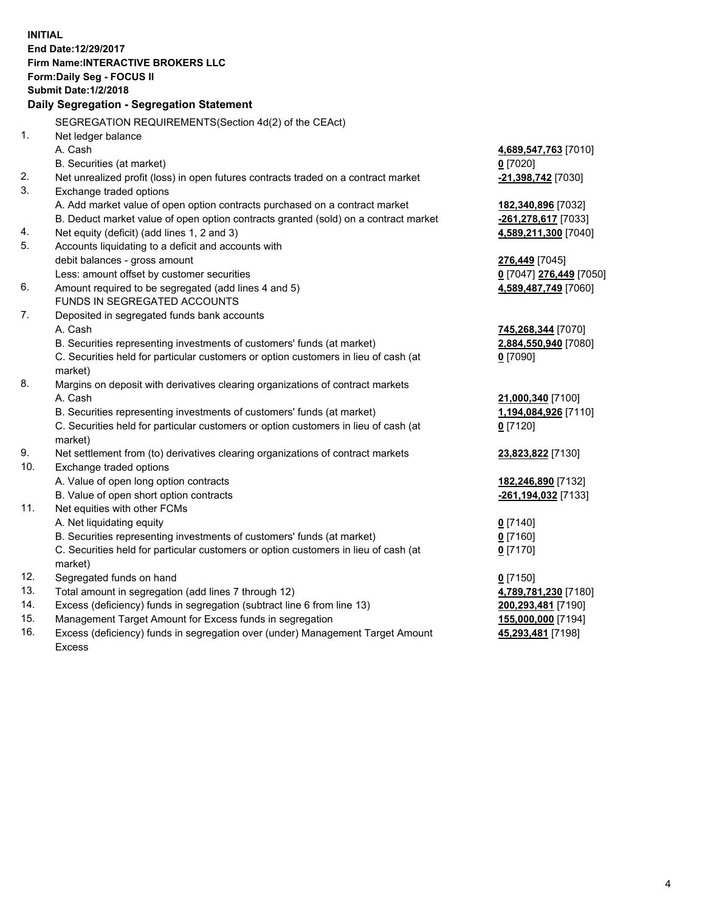**INITIAL**
**End Date:12/29/2017**
**Firm Name:INTERACTIVE BROKERS LLC**
**Form:Daily Seg - FOCUS II**
**Submit Date:1/2/2018**

**Daily Segregation - Segregation Statement**

| | | |
|---|---|---|
| | SEGREGATION REQUIREMENTS(Section 4d(2) of the CEAct) | |
| 1. | Net ledger balance | |
| | A. Cash | **4,689,547,763** [7010] |
| | B. Securities (at market) | **0** [7020] |
| 2. | Net unrealized profit (loss) in open futures contracts traded on a contract market | **-21,398,742** [7030] |
| 3. | Exchange traded options | |
| | A. Add market value of open option contracts purchased on a contract market | **182,340,896** [7032] |
| | B. Deduct market value of open option contracts granted (sold) on a contract market | **-261,278,617** [7033] |
| 4. | Net equity (deficit) (add lines 1, 2 and 3) | **4,589,211,300** [7040] |
| 5. | Accounts liquidating to a deficit and accounts with | |
| | debit balances - gross amount | **276,449** [7045] |
| | Less: amount offset by customer securities | **0** [7047] **276,449** [7050] |
| 6. | Amount required to be segregated (add lines 4 and 5) | **4,589,487,749** [7060] |
| | FUNDS IN SEGREGATED ACCOUNTS | |
| 7. | Deposited in segregated funds bank accounts | |
| | A. Cash | **745,268,344** [7070] |
| | B. Securities representing investments of customers' funds (at market) | **2,884,550,940** [7080] |
| | C. Securities held for particular customers or option customers in lieu of cash (at market) | **0** [7090] |
| 8. | Margins on deposit with derivatives clearing organizations of contract markets | |
| | A. Cash | **21,000,340** [7100] |
| | B. Securities representing investments of customers' funds (at market) | **1,194,084,926** [7110] |
| | C. Securities held for particular customers or option customers in lieu of cash (at market) | **0** [7120] |
| 9. | Net settlement from (to) derivatives clearing organizations of contract markets | **23,823,822** [7130] |
| 10. | Exchange traded options | |
| | A. Value of open long option contracts | **182,246,890** [7132] |
| | B. Value of open short option contracts | **-261,194,032** [7133] |
| 11. | Net equities with other FCMs | |
| | A. Net liquidating equity | **0** [7140] |
| | B. Securities representing investments of customers' funds (at market) | **0** [7160] |
| | C. Securities held for particular customers or option customers in lieu of cash (at market) | **0** [7170] |
| 12. | Segregated funds on hand | **0** [7150] |
| 13. | Total amount in segregation (add lines 7 through 12) | **4,789,781,230** [7180] |
| 14. | Excess (deficiency) funds in segregation (subtract line 6 from line 13) | **200,293,481** [7190] |
| 15. | Management Target Amount for Excess funds in segregation | **155,000,000** [7194] |
| 16. | Excess (deficiency) funds in segregation over (under) Management Target Amount Excess | **45,293,481** [7198] |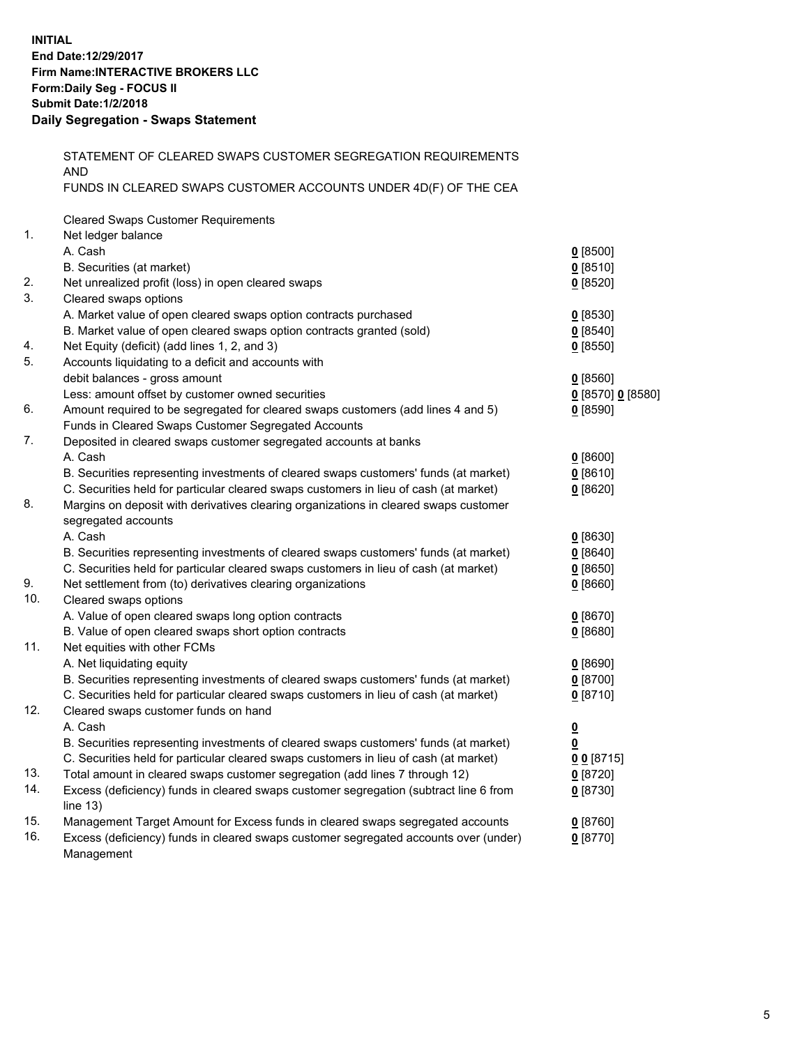**INITIAL**
**End Date:12/29/2017**
**Firm Name:INTERACTIVE BROKERS LLC**
**Form:Daily Seg - FOCUS II**
**Submit Date:1/2/2018**
**Daily Segregation - Swaps Statement**

STATEMENT OF CLEARED SWAPS CUSTOMER SEGREGATION REQUIREMENTS AND FUNDS IN CLEARED SWAPS CUSTOMER ACCOUNTS UNDER 4D(F) OF THE CEA

| | | |
|---|---|---|
| | Cleared Swaps Customer Requirements | |
| 1. | Net ledger balance | |
| | A. Cash | 0 [8500] |
| | B. Securities (at market) | 0 [8510] |
| 2. | Net unrealized profit (loss) in open cleared swaps | 0 [8520] |
| 3. | Cleared swaps options | |
| | A. Market value of open cleared swaps option contracts purchased | 0 [8530] |
| | B. Market value of open cleared swaps option contracts granted (sold) | 0 [8540] |
| 4. | Net Equity (deficit) (add lines 1, 2, and 3) | 0 [8550] |
| 5. | Accounts liquidating to a deficit and accounts with debit balances - gross amount | 0 [8560] |
| | Less: amount offset by customer owned securities | 0 [8570] 0 [8580] |
| 6. | Amount required to be segregated for cleared swaps customers (add lines 4 and 5) | 0 [8590] |
| | Funds in Cleared Swaps Customer Segregated Accounts | |
| 7. | Deposited in cleared swaps customer segregated accounts at banks | |
| | A. Cash | 0 [8600] |
| | B. Securities representing investments of cleared swaps customers' funds (at market) | 0 [8610] |
| | C. Securities held for particular cleared swaps customers in lieu of cash (at market) | 0 [8620] |
| 8. | Margins on deposit with derivatives clearing organizations in cleared swaps customer segregated accounts | |
| | A. Cash | 0 [8630] |
| | B. Securities representing investments of cleared swaps customers' funds (at market) | 0 [8640] |
| | C. Securities held for particular cleared swaps customers in lieu of cash (at market) | 0 [8650] |
| 9. | Net settlement from (to) derivatives clearing organizations | 0 [8660] |
| 10. | Cleared swaps options | |
| | A. Value of open cleared swaps long option contracts | 0 [8670] |
| | B. Value of open cleared swaps short option contracts | 0 [8680] |
| 11. | Net equities with other FCMs | |
| | A. Net liquidating equity | 0 [8690] |
| | B. Securities representing investments of cleared swaps customers' funds (at market) | 0 [8700] |
| | C. Securities held for particular cleared swaps customers in lieu of cash (at market) | 0 [8710] |
| 12. | Cleared swaps customer funds on hand | |
| | A. Cash | 0 |
| | B. Securities representing investments of cleared swaps customers' funds (at market) | 0 |
| | C. Securities held for particular cleared swaps customers in lieu of cash (at market) | 0 0 [8715] |
| 13. | Total amount in cleared swaps customer segregation (add lines 7 through 12) | 0 [8720] |
| 14. | Excess (deficiency) funds in cleared swaps customer segregation (subtract line 6 from line 13) | 0 [8730] |
| 15. | Management Target Amount for Excess funds in cleared swaps segregated accounts | 0 [8760] |
| 16. | Excess (deficiency) funds in cleared swaps customer segregated accounts over (under) Management | 0 [8770] |